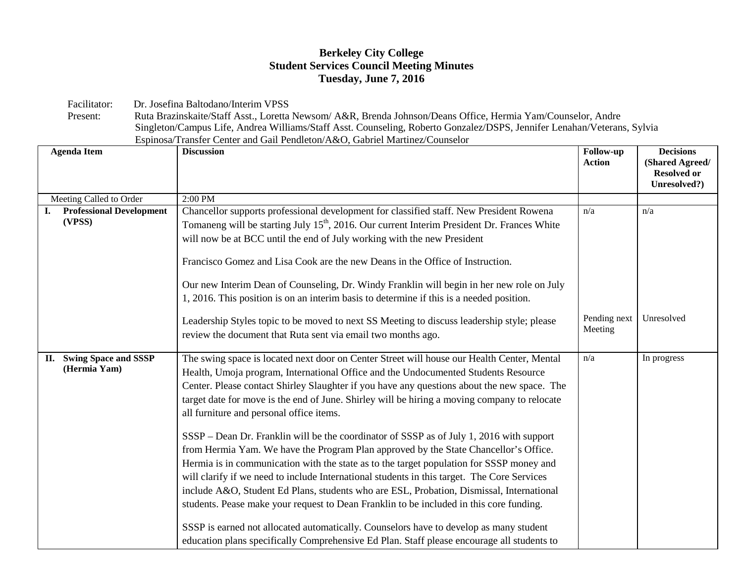# Berkeley City College
## Student Services Council Meeting Minutes
### Tuesday, June 7, 2016

Facilitator: Dr. Josefina Baltodano/Interim VPSS

Present: Ruta Brazinskaite/Staff Asst., Loretta Newsom/ A&R, Brenda Johnson/Deans Office, Hermia Yam/Counselor, Andre Singleton/Campus Life, Andrea Williams/Staff Asst. Counseling, Roberto Gonzalez/DSPS, Jennifer Lenahan/Veterans, Sylvia Espinosa/Transfer Center and Gail Pendleton/A&O, Gabriel Martinez/Counselor

| Agenda Item | Discussion | Follow-up Action | Decisions (Shared Agreed/ Resolved or Unresolved?) |
|---|---|---|---|
| Meeting Called to Order | 2:00 PM | | |
| **I. Professional Development (VPSS)** | Chancellor supports professional development for classified staff. New President Rowena Tomaneng will be starting July 15th, 2016. Our current Interim President Dr. Frances White will now be at BCC until the end of July working with the new President<br><br>Francisco Gomez and Lisa Cook are the new Deans in the Office of Instruction.<br><br>Our new Interim Dean of Counseling, Dr. Windy Franklin will begin in her new role on July 1, 2016. This position is on an interim basis to determine if this is a needed position. | n/a | n/a |
| | Leadership Styles topic to be moved to next SS Meeting to discuss leadership style; please review the document that Ruta sent via email two months ago. | Pending next Meeting | Unresolved |
| **II. Swing Space and SSSP (Hermia Yam)** | The swing space is located next door on Center Street will house our Health Center, Mental Health, Umoja program, International Office and the Undocumented Students Resource Center. Please contact Shirley Slaughter if you have any questions about the new space. The target date for move is the end of June. Shirley will be hiring a moving company to relocate all furniture and personal office items.<br><br>SSSP – Dean Dr. Franklin will be the coordinator of SSSP as of July 1, 2016 with support from Hermia Yam. We have the Program Plan approved by the State Chancellor's Office. Hermia is in communication with the state as to the target population for SSSP money and will clarify if we need to include International students in this target. The Core Services include A&O, Student Ed Plans, students who are ESL, Probation, Dismissal, International students. Pease make your request to Dean Franklin to be included in this core funding.<br><br>SSSP is earned not allocated automatically. Counselors have to develop as many student education plans specifically Comprehensive Ed Plan. Staff please encourage all students to | n/a | In progress |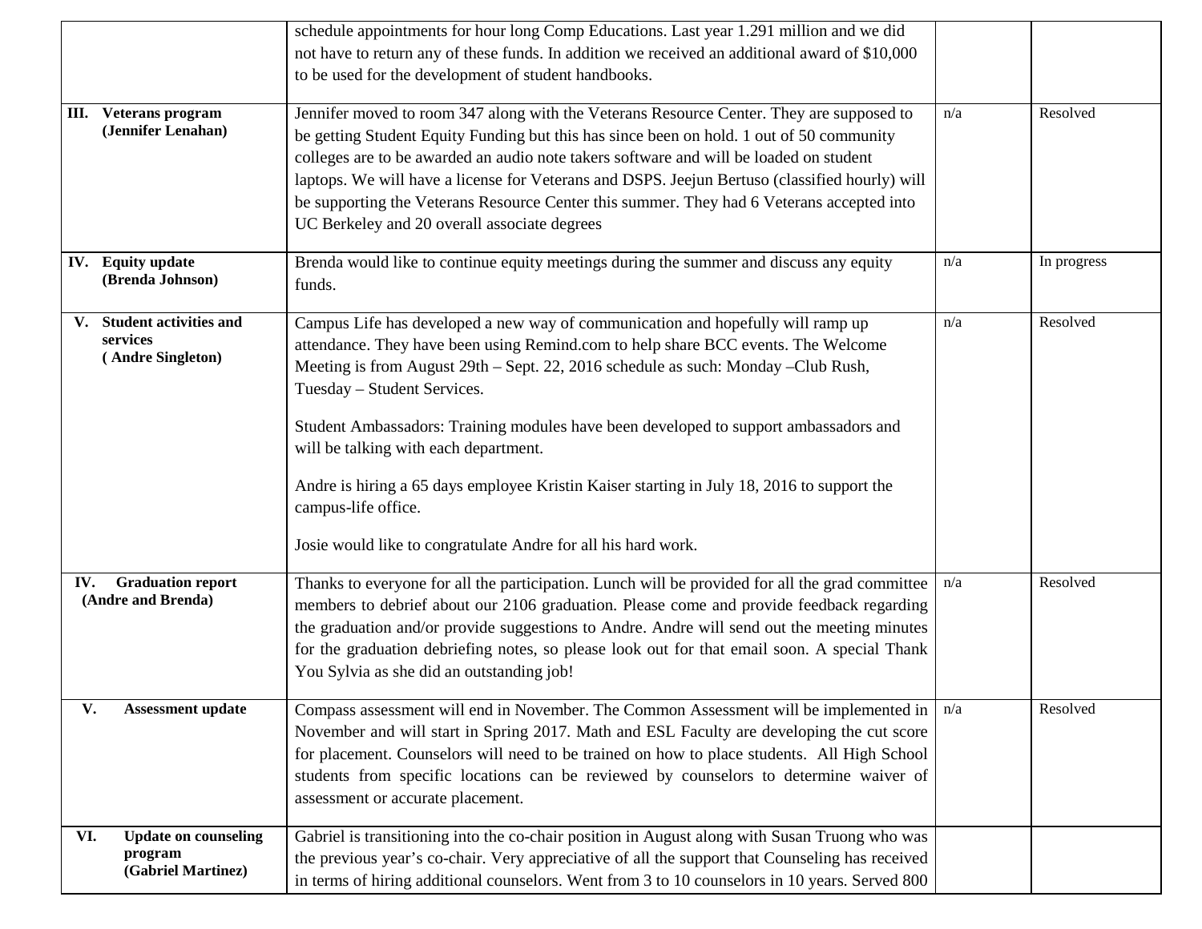| | | | |
|---|---|---|---|
| | schedule appointments for hour long Comp Educations. Last year 1.291 million and we did not have to return any of these funds. In addition we received an additional award of $10,000 to be used for the development of student handbooks. | | |
| **III. Veterans program (Jennifer Lenahan)** | Jennifer moved to room 347 along with the Veterans Resource Center. They are supposed to be getting Student Equity Funding but this has since been on hold. 1 out of 50 community colleges are to be awarded an audio note takers software and will be loaded on student laptops. We will have a license for Veterans and DSPS. Jeejun Bertuso (classified hourly) will be supporting the Veterans Resource Center this summer. They had 6 Veterans accepted into UC Berkeley and 20 overall associate degrees | n/a | Resolved |
| **IV. Equity update (Brenda Johnson)** | Brenda would like to continue equity meetings during the summer and discuss any equity funds. | n/a | In progress |
| **V. Student activities and services ( Andre Singleton)** | Campus Life has developed a new way of communication and hopefully will ramp up attendance. They have been using Remind.com to help share BCC events. The Welcome Meeting is from August 29th – Sept. 22, 2016 schedule as such: Monday –Club Rush, Tuesday – Student Services.<br><br>Student Ambassadors: Training modules have been developed to support ambassadors and will be talking with each department.<br><br>Andre is hiring a 65 days employee Kristin Kaiser starting in July 18, 2016 to support the campus-life office.<br><br>Josie would like to congratulate Andre for all his hard work. | n/a | Resolved |
| **IV. Graduation report (Andre and Brenda)** | Thanks to everyone for all the participation. Lunch will be provided for all the grad committee members to debrief about our 2106 graduation. Please come and provide feedback regarding the graduation and/or provide suggestions to Andre. Andre will send out the meeting minutes for the graduation debriefing notes, so please look out for that email soon. A special Thank You Sylvia as she did an outstanding job! | n/a | Resolved |
| **V. Assessment update** | Compass assessment will end in November. The Common Assessment will be implemented in November and will start in Spring 2017. Math and ESL Faculty are developing the cut score for placement. Counselors will need to be trained on how to place students. All High School students from specific locations can be reviewed by counselors to determine waiver of assessment or accurate placement. | n/a | Resolved |
| **VI. Update on counseling program (Gabriel Martinez)** | Gabriel is transitioning into the co-chair position in August along with Susan Truong who was the previous year's co-chair. Very appreciative of all the support that Counseling has received in terms of hiring additional counselors. Went from 3 to 10 counselors in 10 years. Served 800 | | |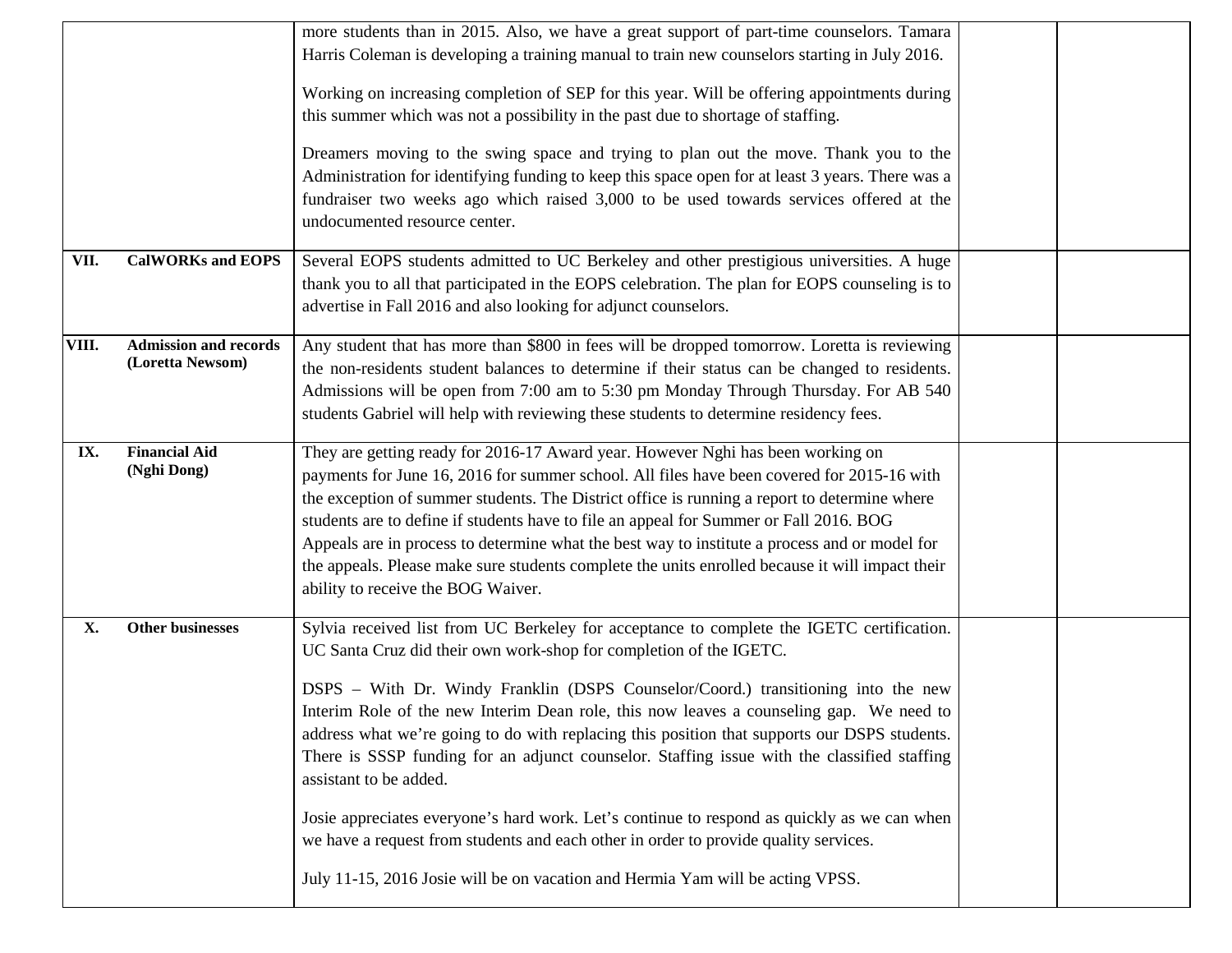| | | | | |
|---|---|---|---|---|
| | | more students than in 2015. Also, we have a great support of part-time counselors. Tamara Harris Coleman is developing a training manual to train new counselors starting in July 2016.<br><br>Working on increasing completion of SEP for this year. Will be offering appointments during this summer which was not a possibility in the past due to shortage of staffing.<br><br>Dreamers moving to the swing space and trying to plan out the move. Thank you to the Administration for identifying funding to keep this space open for at least 3 years. There was a fundraiser two weeks ago which raised 3,000 to be used towards services offered at the undocumented resource center. | | |
| **VII.** | **CalWORKs and EOPS** | Several EOPS students admitted to UC Berkeley and other prestigious universities. A huge thank you to all that participated in the EOPS celebration. The plan for EOPS counseling is to advertise in Fall 2016 and also looking for adjunct counselors. | | |
| **VIII.** | **Admission and records (Loretta Newsom)** | Any student that has more than $800 in fees will be dropped tomorrow. Loretta is reviewing the non-residents student balances to determine if their status can be changed to residents. Admissions will be open from 7:00 am to 5:30 pm Monday Through Thursday. For AB 540 students Gabriel will help with reviewing these students to determine residency fees. | | |
| **IX.** | **Financial Aid (Nghi Dong)** | They are getting ready for 2016-17 Award year. However Nghi has been working on payments for June 16, 2016 for summer school. All files have been covered for 2015-16 with the exception of summer students. The District office is running a report to determine where students are to define if students have to file an appeal for Summer or Fall 2016. BOG Appeals are in process to determine what the best way to institute a process and or model for the appeals. Please make sure students complete the units enrolled because it will impact their ability to receive the BOG Waiver. | | |
| **X.** | **Other businesses** | Sylvia received list from UC Berkeley for acceptance to complete the IGETC certification. UC Santa Cruz did their own work-shop for completion of the IGETC.<br><br>DSPS – With Dr. Windy Franklin (DSPS Counselor/Coord.) transitioning into the new Interim Role of the new Interim Dean role, this now leaves a counseling gap. We need to address what we're going to do with replacing this position that supports our DSPS students. There is SSSP funding for an adjunct counselor. Staffing issue with the classified staffing assistant to be added.<br><br>Josie appreciates everyone's hard work. Let's continue to respond as quickly as we can when we have a request from students and each other in order to provide quality services.<br><br>July 11-15, 2016 Josie will be on vacation and Hermia Yam will be acting VPSS. | | |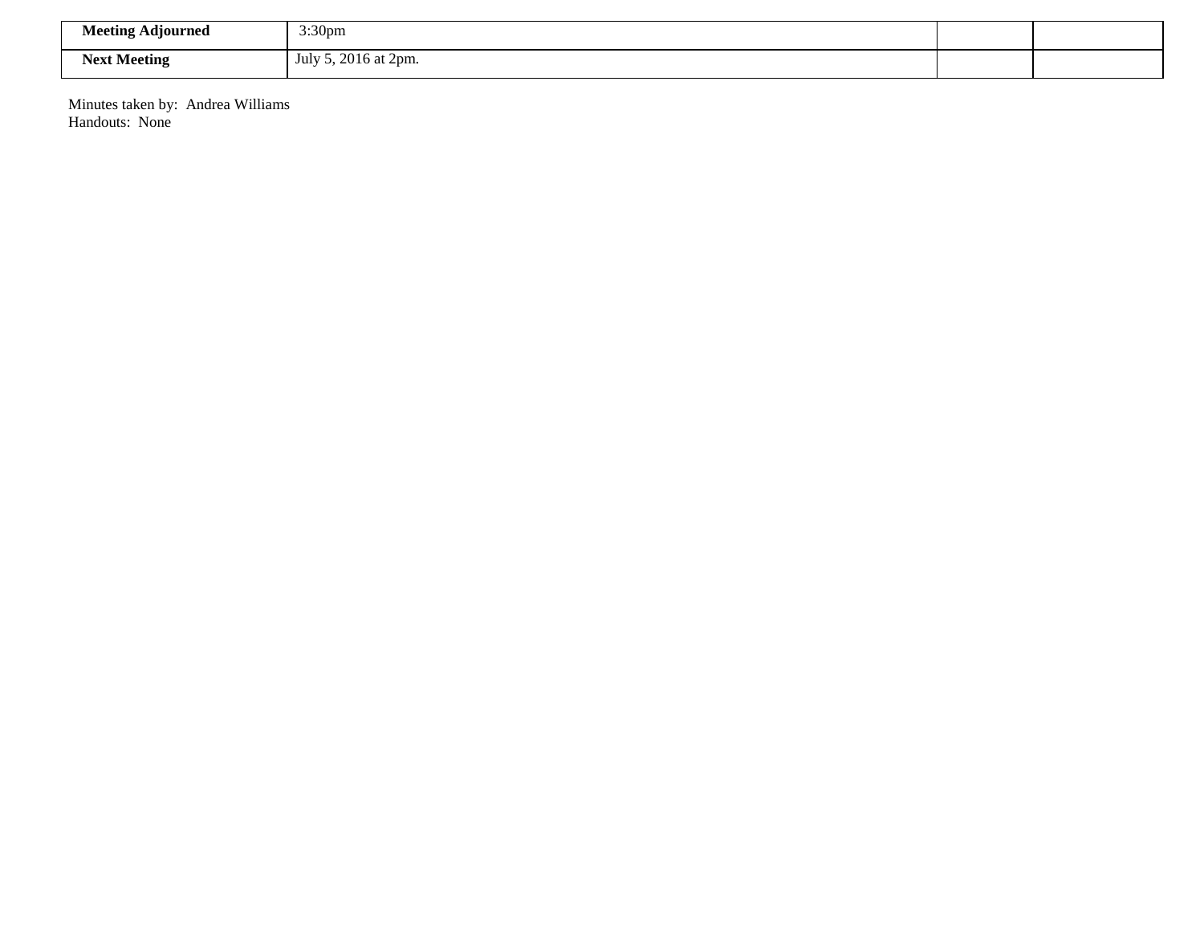| | | | |
|---|---|---|---|
| **Meeting Adjourned** | 3:30pm | | |
| **Next Meeting** | July 5, 2016 at 2pm. | | |

Minutes taken by: Andrea Williams
Handouts: None